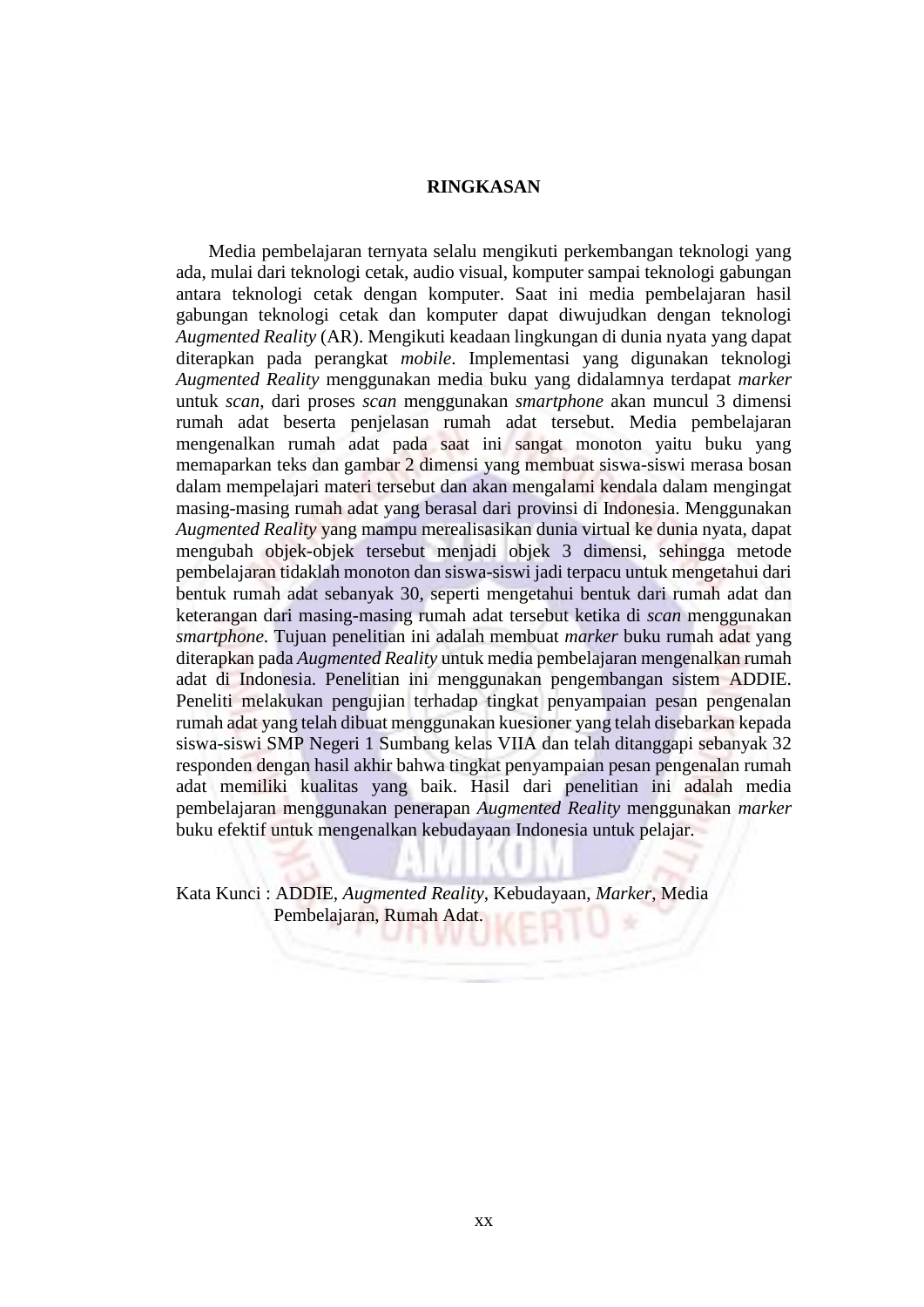# RINGKASAN

Media pembelajaran ternyata selalu mengikuti perkembangan teknologi yang ada, mulai dari teknologi cetak, audio visual, komputer sampai teknologi gabungan antara teknologi cetak dengan komputer. Saat ini media pembelajaran hasil gabungan teknologi cetak dan komputer dapat diwujudkan dengan teknologi *Augmented Reality* (AR). Mengikuti keadaan lingkungan di dunia nyata yang dapat diterapkan pada perangkat *mobile*. Implementasi yang digunakan teknologi *Augmented Reality* menggunakan media buku yang didalamnya terdapat *marker* untuk *scan*, dari proses *scan* menggunakan *smartphone* akan muncul 3 dimensi rumah adat beserta penjelasan rumah adat tersebut. Media pembelajaran mengenalkan rumah adat pada saat ini sangat monoton yaitu buku yang memaparkan teks dan gambar 2 dimensi yang membuat siswa-siswi merasa bosan dalam mempelajari materi tersebut dan akan mengalami kendala dalam mengingat masing-masing rumah adat yang berasal dari provinsi di Indonesia. Menggunakan *Augmented Reality* yang mampu merealisasikan dunia virtual ke dunia nyata, dapat mengubah objek-objek tersebut menjadi objek 3 dimensi, sehingga metode pembelajaran tidaklah monoton dan siswa-siswi jadi terpacu untuk mengetahui dari bentuk rumah adat sebanyak 30, seperti mengetahui bentuk dari rumah adat dan keterangan dari masing-masing rumah adat tersebut ketika di *scan* menggunakan *smartphone*. Tujuan penelitian ini adalah membuat *marker* buku rumah adat yang diterapkan pada *Augmented Reality* untuk media pembelajaran mengenalkan rumah adat di Indonesia. Penelitian ini menggunakan pengembangan sistem ADDIE. Peneliti melakukan pengujian terhadap tingkat penyampaian pesan pengenalan rumah adat yang telah dibuat menggunakan kuesioner yang telah disebarkan kepada siswa-siswi SMP Negeri 1 Sumbang kelas VIIA dan telah ditanggapi sebanyak 32 responden dengan hasil akhir bahwa tingkat penyampaian pesan pengenalan rumah adat memiliki kualitas yang baik. Hasil dari penelitian ini adalah media pembelajaran menggunakan penerapan *Augmented Reality* menggunakan *marker* buku efektif untuk mengenalkan kebudayaan Indonesia untuk pelajar.

Kata Kunci : ADDIE, *Augmented Reality*, Kebudayaan, *Marker*, Media Pembelajaran, Rumah Adat.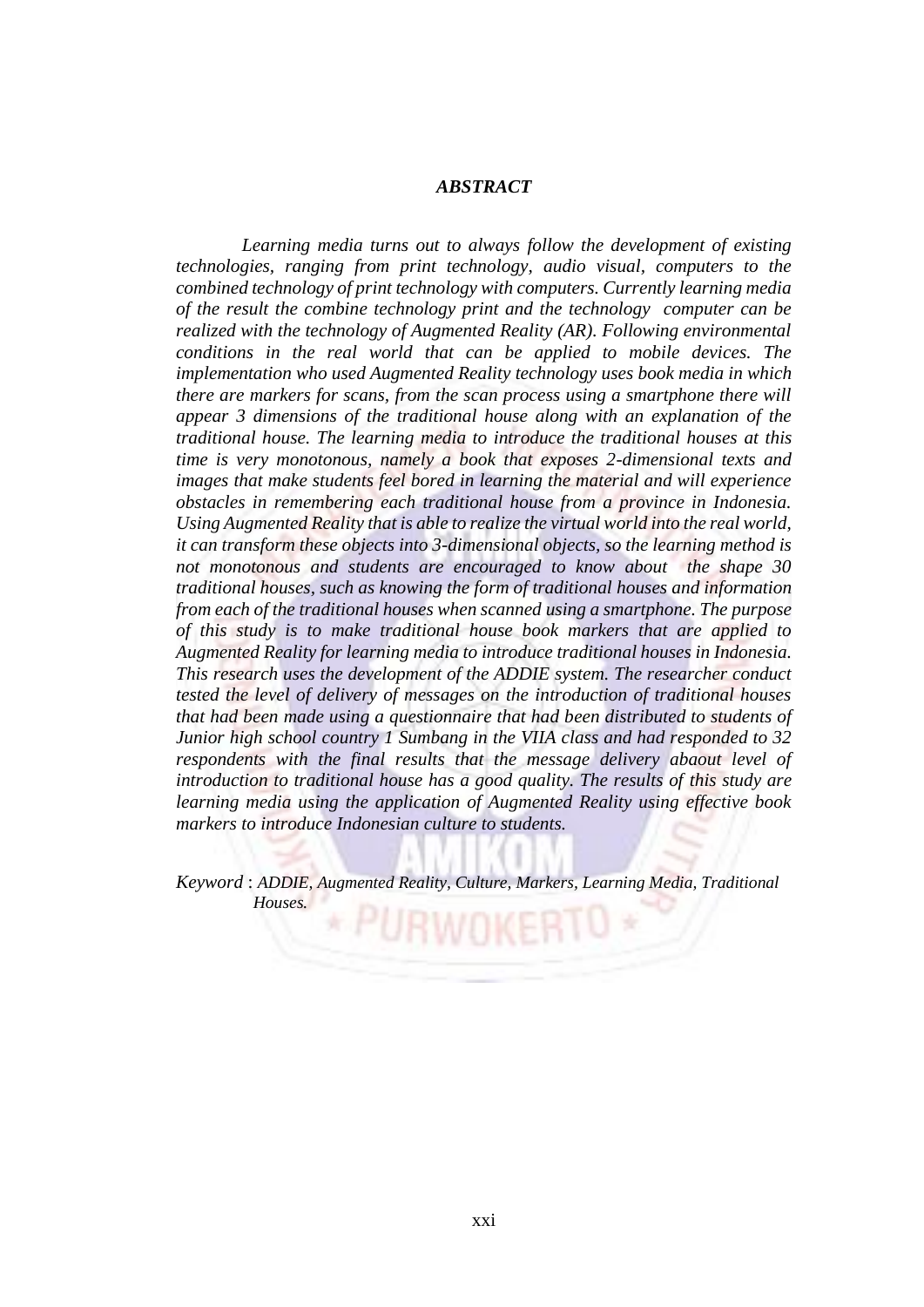***ABSTRACT***

*Learning media turns out to always follow the development of existing technologies, ranging from print technology, audio visual, computers to the combined technology of print technology with computers. Currently learning media of the result the combine technology print and the technology computer can be realized with the technology of Augmented Reality (AR). Following environmental conditions in the real world that can be applied to mobile devices. The implementation who used Augmented Reality technology uses book media in which there are markers for scans, from the scan process using a smartphone there will appear 3 dimensions of the traditional house along with an explanation of the traditional house. The learning media to introduce the traditional houses at this time is very monotonous, namely a book that exposes 2-dimensional texts and images that make students feel bored in learning the material and will experience obstacles in remembering each traditional house from a province in Indonesia. Using Augmented Reality that is able to realize the virtual world into the real world, it can transform these objects into 3-dimensional objects, so the learning method is not monotonous and students are encouraged to know about the shape 30 traditional houses, such as knowing the form of traditional houses and information from each of the traditional houses when scanned using a smartphone. The purpose of this study is to make traditional house book markers that are applied to Augmented Reality for learning media to introduce traditional houses in Indonesia. This research uses the development of the ADDIE system. The researcher conduct tested the level of delivery of messages on the introduction of traditional houses that had been made using a questionnaire that had been distributed to students of Junior high school country 1 Sumbang in the VIIA class and had responded to 32 respondents with the final results that the message delivery abaout level of introduction to traditional house has a good quality. The results of this study are learning media using the application of Augmented Reality using effective book markers to introduce Indonesian culture to students.*

*Keyword* : *ADDIE, Augmented Reality, Culture, Markers, Learning Media, Traditional Houses.*